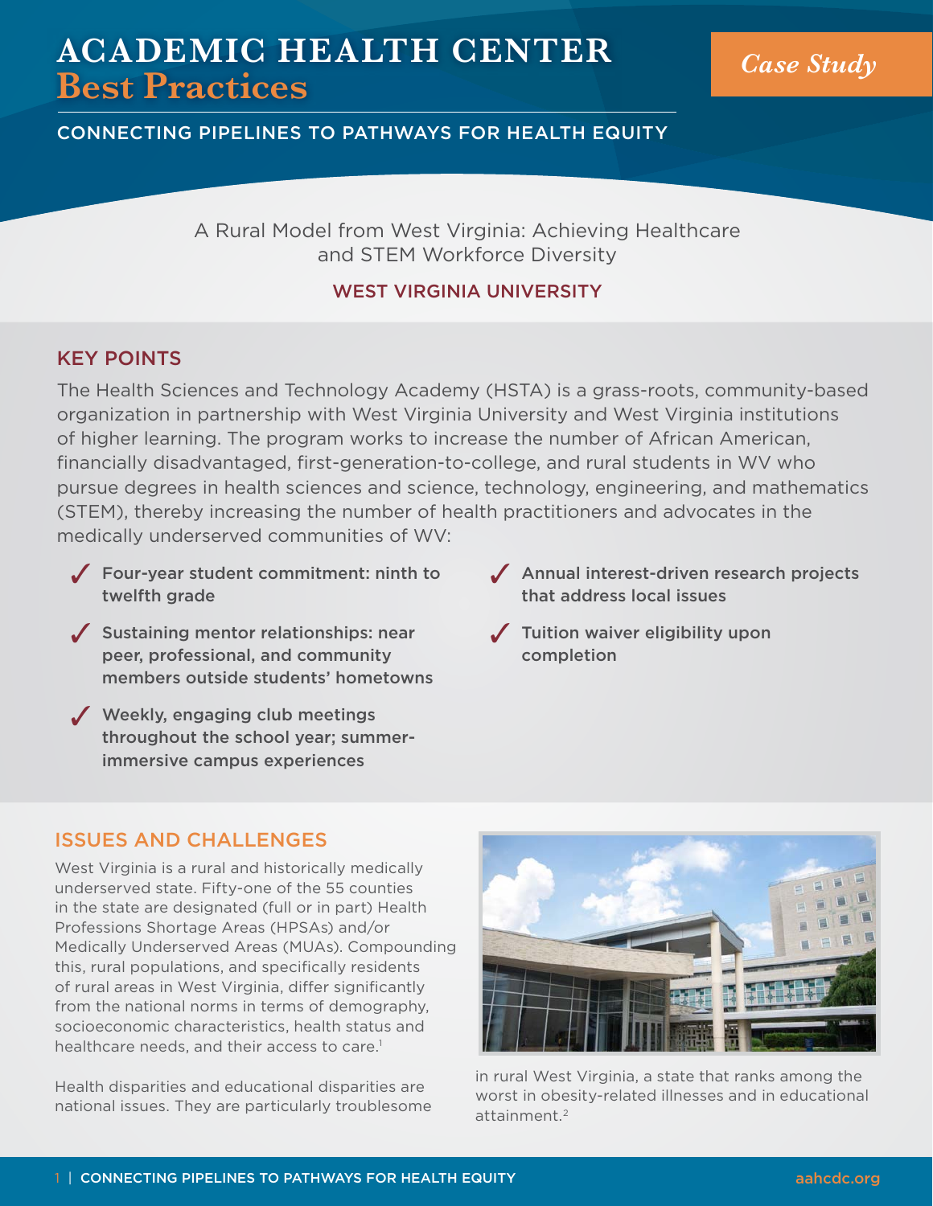# ACADEMIC HEALTH CENTER Best Practices

*Case Study*

CONNECTING PIPELINES TO PATHWAYS FOR HEALTH EQUITY

## A Rural Model from West Virginia: Achieving Healthcare and STEM Workforce Diversity

WEST VIRGINIA UNIVERSITY

## KEY POINTS

The Health Sciences and Technology Academy (HSTA) is a grass-roots, community-based organization in partnership with West Virginia University and West Virginia institutions of higher learning. The program works to increase the number of African American, financially disadvantaged, first-generation-to-college, and rural students in WV who pursue degrees in health sciences and science, technology, engineering, and mathematics (STEM), thereby increasing the number of health practitioners and advocates in the medically underserved communities of WV:

- ✓ **Four-year student commitment: ninth to twelfth grade**
- ✓ **Sustaining mentor relationships: near peer, professional, and community members outside students' hometowns**
- ✓ **Weekly, engaging club meetings throughout the school year; summer-immersive campus experiences**
- ✓ **Annual interest-driven research projects that address local issues**
- ✓ **Tuition waiver eligibility upon completion**

## ISSUES AND CHALLENGES

West Virginia is a rural and historically medically underserved state. Fifty-one of the 55 counties in the state are designated (full or in part) Health Professions Shortage Areas (HPSAs) and/or Medically Underserved Areas (MUAs). Compounding this, rural populations, and specifically residents of rural areas in West Virginia, differ significantly from the national norms in terms of demography, socioeconomic characteristics, health status and healthcare needs, and their access to care.[1]

Health disparities and educational disparities are national issues. They are particularly troublesome in rural West Virginia, a state that ranks among the worst in obesity-related illnesses and in educational attainment.[2]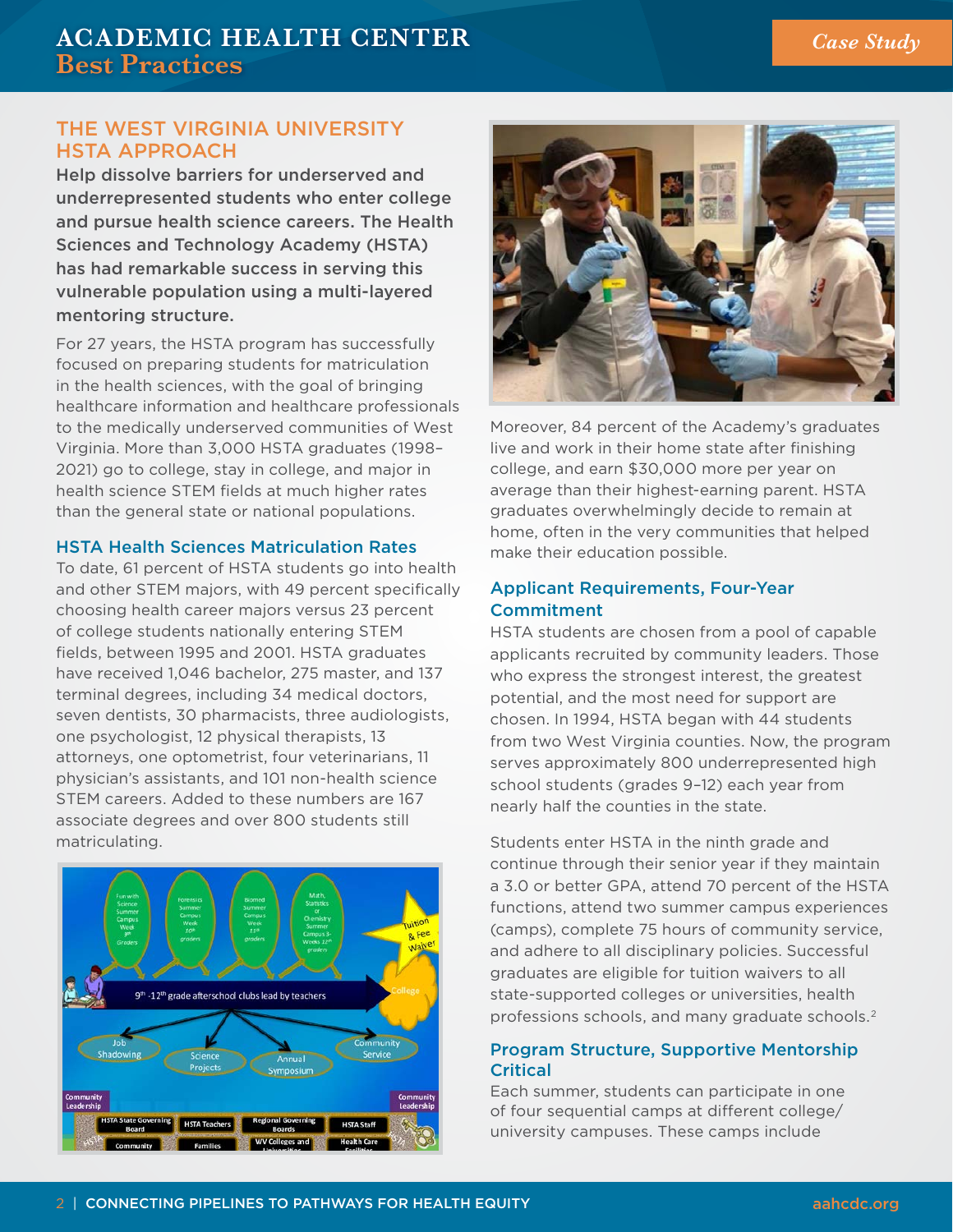## THE WEST VIRGINIA UNIVERSITY HSTA APPROACH

**Help dissolve barriers for underserved and underrepresented students who enter college and pursue health science careers. The Health Sciences and Technology Academy (HSTA) has had remarkable success in serving this vulnerable population using a multi-layered mentoring structure.**

For 27 years, the HSTA program has successfully focused on preparing students for matriculation in the health sciences, with the goal of bringing healthcare information and healthcare professionals to the medically underserved communities of West Virginia. More than 3,000 HSTA graduates (1998–2021) go to college, stay in college, and major in health science STEM fields at much higher rates than the general state or national populations.

### HSTA Health Sciences Matriculation Rates

To date, 61 percent of HSTA students go into health and other STEM majors, with 49 percent specifically choosing health career majors versus 23 percent of college students nationally entering STEM fields, between 1995 and 2001. HSTA graduates have received 1,046 bachelor, 275 master, and 137 terminal degrees, including 34 medical doctors, seven dentists, 30 pharmacists, three audiologists, one psychologist, 12 physical therapists, 13 attorneys, one optometrist, four veterinarians, 11 physician's assistants, and 101 non-health science STEM careers. Added to these numbers are 167 associate degrees and over 800 students still matriculating.

Moreover, 84 percent of the Academy's graduates live and work in their home state after finishing college, and earn $30,000 more per year on average than their highest-earning parent. HSTA graduates overwhelmingly decide to remain at home, often in the very communities that helped make their education possible.

### Applicant Requirements, Four-Year Commitment

HSTA students are chosen from a pool of capable applicants recruited by community leaders. Those who express the strongest interest, the greatest potential, and the most need for support are chosen. In 1994, HSTA began with 44 students from two West Virginia counties. Now, the program serves approximately 800 underrepresented high school students (grades 9–12) each year from nearly half the counties in the state.

Students enter HSTA in the ninth grade and continue through their senior year if they maintain a 3.0 or better GPA, attend 70 percent of the HSTA functions, attend two summer campus experiences (camps), complete 75 hours of community service, and adhere to all disciplinary policies. Successful graduates are eligible for tuition waivers to all state-supported colleges or universities, health professions schools, and many graduate schools.[2]

### Program Structure, Supportive Mentorship Critical

Each summer, students can participate in one of four sequential camps at different college/university campuses. These camps include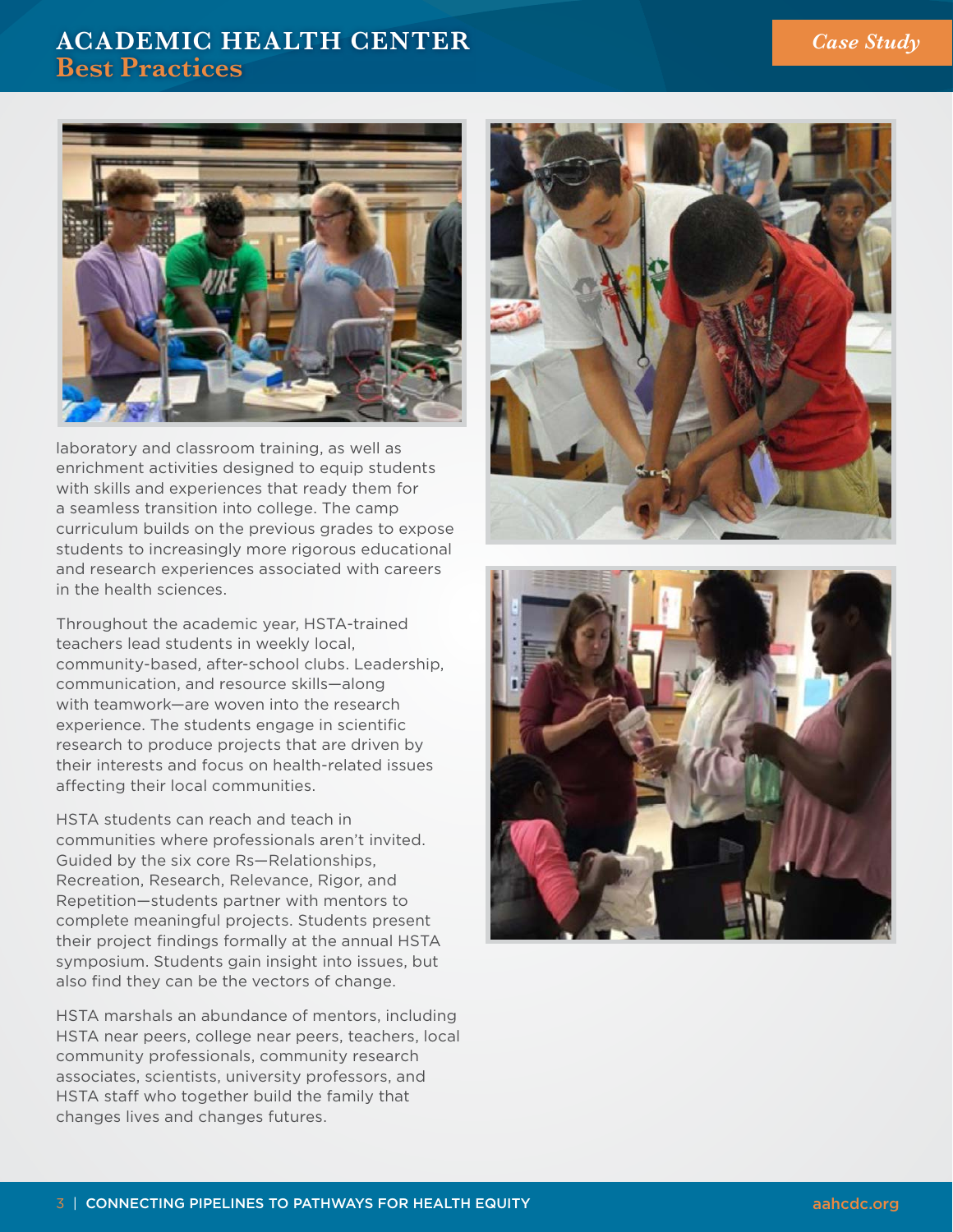laboratory and classroom training, as well as enrichment activities designed to equip students with skills and experiences that ready them for a seamless transition into college. The camp curriculum builds on the previous grades to expose students to increasingly more rigorous educational and research experiences associated with careers in the health sciences.

Throughout the academic year, HSTA-trained teachers lead students in weekly local, community-based, after-school clubs. Leadership, communication, and resource skills—along with teamwork—are woven into the research experience. The students engage in scientific research to produce projects that are driven by their interests and focus on health-related issues affecting their local communities.

HSTA students can reach and teach in communities where professionals aren't invited. Guided by the six core Rs—Relationships, Recreation, Research, Relevance, Rigor, and Repetition—students partner with mentors to complete meaningful projects. Students present their project findings formally at the annual HSTA symposium. Students gain insight into issues, but also find they can be the vectors of change.

HSTA marshals an abundance of mentors, including HSTA near peers, college near peers, teachers, local community professionals, community research associates, scientists, university professors, and HSTA staff who together build the family that changes lives and changes futures.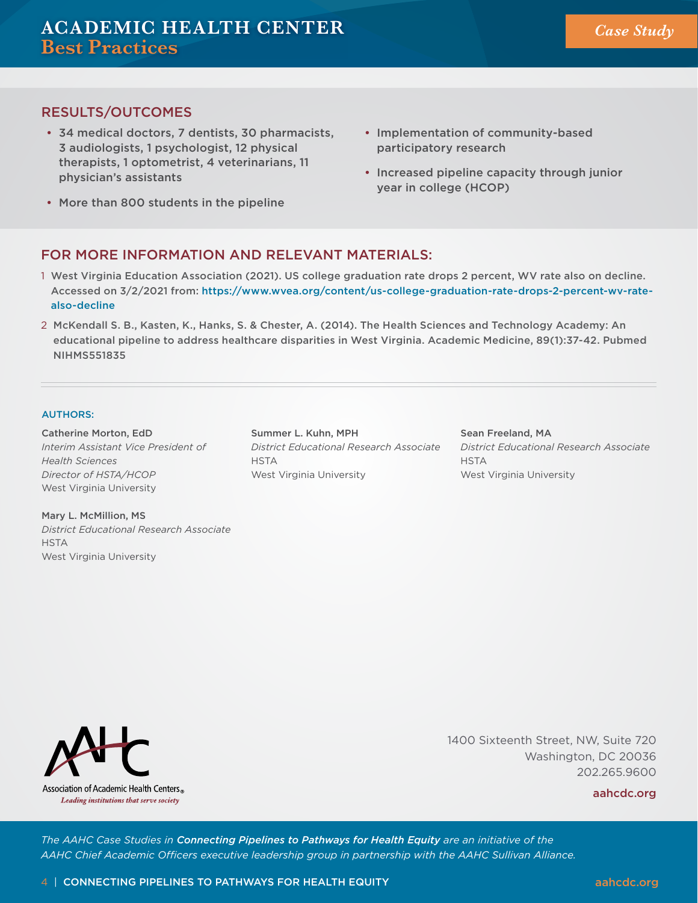## RESULTS/OUTCOMES

- 34 medical doctors, 7 dentists, 30 pharmacists, 3 audiologists, 1 psychologist, 12 physical therapists, 1 optometrist, 4 veterinarians, 11 physician's assistants
- More than 800 students in the pipeline
- Implementation of community-based participatory research
- Increased pipeline capacity through junior year in college (HCOP)

## FOR MORE INFORMATION AND RELEVANT MATERIALS:

1 West Virginia Education Association (2021). US college graduation rate drops 2 percent, WV rate also on decline. Accessed on 3/2/2021 from: https://www.wvea.org/content/us-college-graduation-rate-drops-2-percent-wv-rate-also-decline

2 McKendall S. B., Kasten, K., Hanks, S. & Chester, A. (2014). The Health Sciences and Technology Academy: An educational pipeline to address healthcare disparities in West Virginia. Academic Medicine, 89(1):37-42. Pubmed NIHMS551835

---

### AUTHORS:

**Catherine Morton, EdD**
*Interim Assistant Vice President of Health Sciences*
*Director of HSTA/HCOP*
West Virginia University

**Mary L. McMillion, MS**
*District Educational Research Associate*
HSTA
West Virginia University

**Summer L. Kuhn, MPH**
*District Educational Research Associate*
HSTA
West Virginia University

**Sean Freeland, MA**
*District Educational Research Associate*
HSTA
West Virginia University

Association of Academic Health Centers®
*Leading institutions that serve society*

1400 Sixteenth Street, NW, Suite 720
Washington, DC 20036
202.265.9600

aahcdc.org

*The AAHC Case Studies in **Connecting Pipelines to Pathways for Health Equity** are an initiative of the AAHC Chief Academic Officers executive leadership group in partnership with the AAHC Sullivan Alliance.*